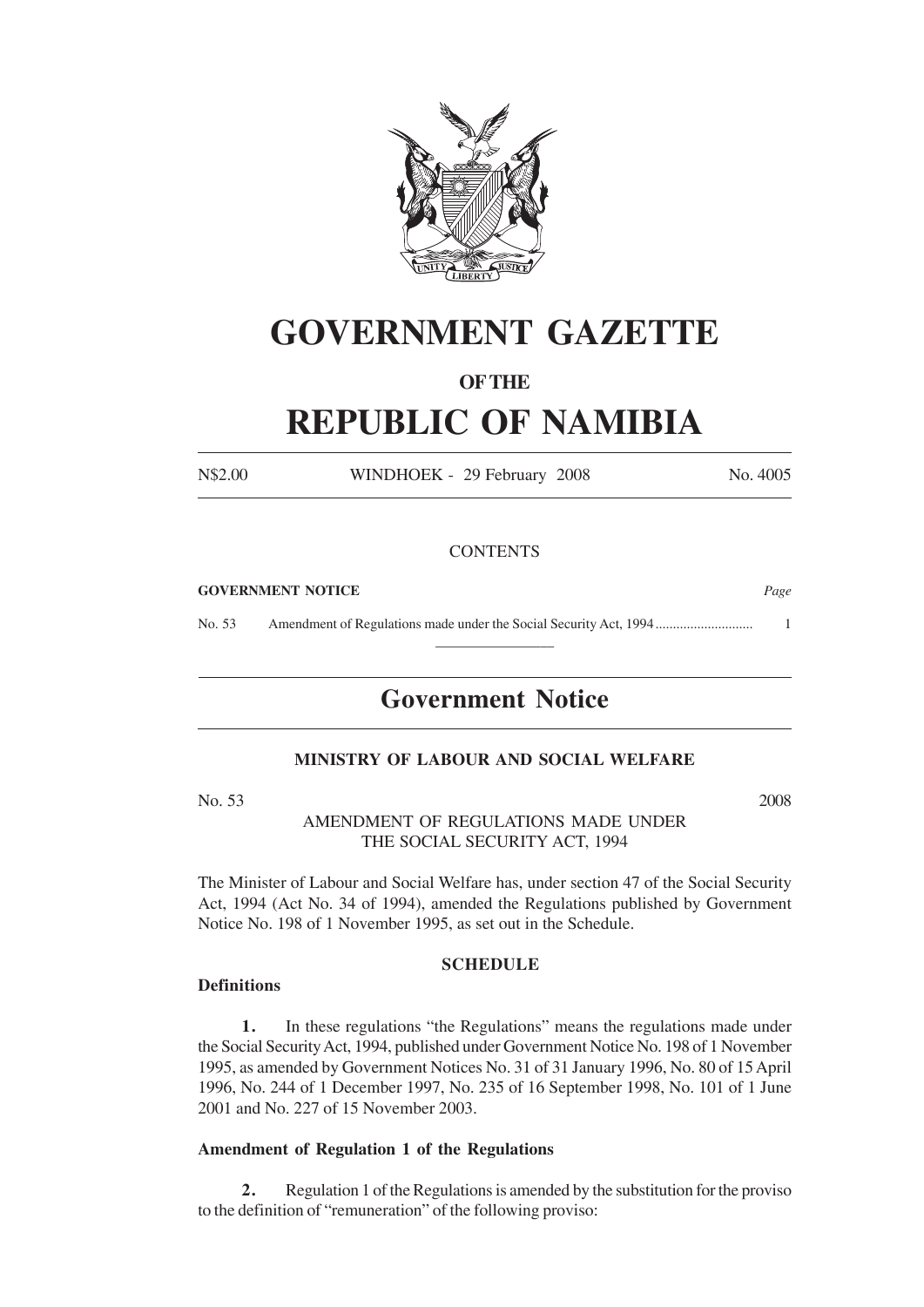# GOVERNMENT GAZETTE

### OF THE

# REPUBLIC OF NAMIBIA

N$2.00 WINDHOEK - 29 February 2008 No. 4005

CONTENTS

**GOVERNMENT NOTICE** *Page*

No. 53 Amendment of Regulations made under the Social Security Act, 1994 ............................ 1

## Government Notice

**MINISTRY OF LABOUR AND SOCIAL WELFARE**

No. 53 2008

AMENDMENT OF REGULATIONS MADE UNDER THE SOCIAL SECURITY ACT, 1994

The Minister of Labour and Social Welfare has, under section 47 of the Social Security Act, 1994 (Act No. 34 of 1994), amended the Regulations published by Government Notice No. 198 of 1 November 1995, as set out in the Schedule.

**SCHEDULE**

**Definitions**

**1.** In these regulations "the Regulations" means the regulations made under the Social Security Act, 1994, published under Government Notice No. 198 of 1 November 1995, as amended by Government Notices No. 31 of 31 January 1996, No. 80 of 15 April 1996, No. 244 of 1 December 1997, No. 235 of 16 September 1998, No. 101 of 1 June 2001 and No. 227 of 15 November 2003.

**Amendment of Regulation 1 of the Regulations**

**2.** Regulation 1 of the Regulations is amended by the substitution for the proviso to the definition of "remuneration" of the following proviso: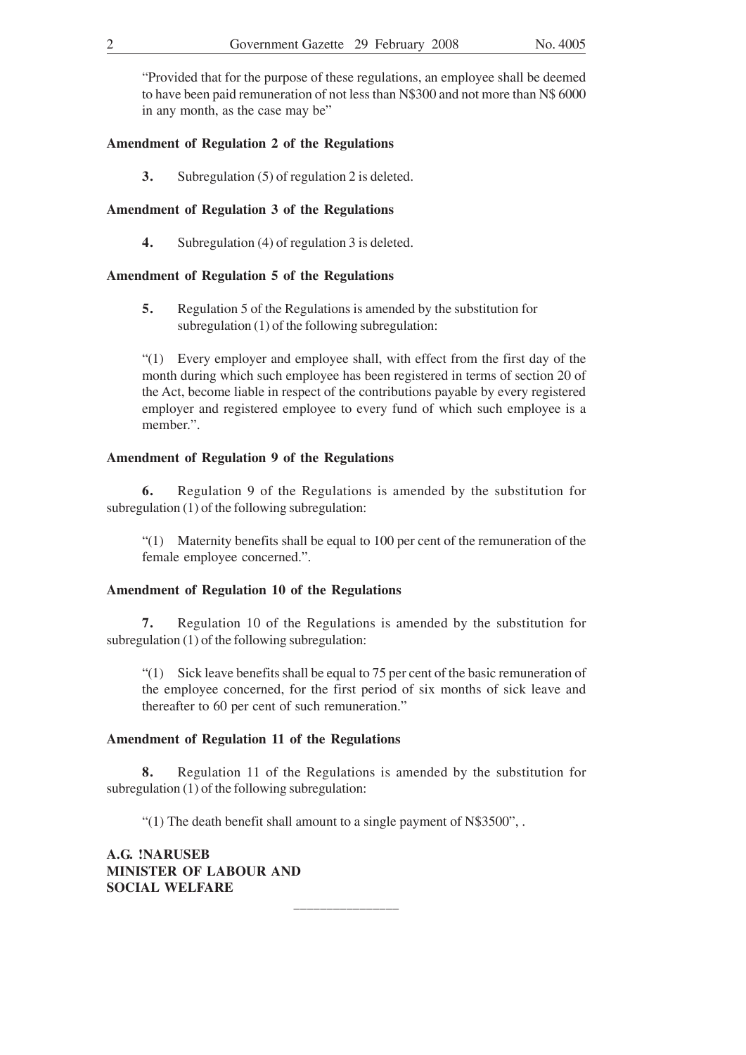"Provided that for the purpose of these regulations, an employee shall be deemed to have been paid remuneration of not less than N$300 and not more than N$ 6000 in any month, as the case may be"

**Amendment of Regulation 2 of the Regulations**

**3.** Subregulation (5) of regulation 2 is deleted.

**Amendment of Regulation 3 of the Regulations**

**4.** Subregulation (4) of regulation 3 is deleted.

**Amendment of Regulation 5 of the Regulations**

**5.** Regulation 5 of the Regulations is amended by the substitution for subregulation (1) of the following subregulation:

"(1) Every employer and employee shall, with effect from the first day of the month during which such employee has been registered in terms of section 20 of the Act, become liable in respect of the contributions payable by every registered employer and registered employee to every fund of which such employee is a member.".

**Amendment of Regulation 9 of the Regulations**

**6.** Regulation 9 of the Regulations is amended by the substitution for subregulation (1) of the following subregulation:

"(1) Maternity benefits shall be equal to 100 per cent of the remuneration of the female employee concerned.".

**Amendment of Regulation 10 of the Regulations**

**7.** Regulation 10 of the Regulations is amended by the substitution for subregulation (1) of the following subregulation:

"(1) Sick leave benefits shall be equal to 75 per cent of the basic remuneration of the employee concerned, for the first period of six months of sick leave and thereafter to 60 per cent of such remuneration."

**Amendment of Regulation 11 of the Regulations**

**8.** Regulation 11 of the Regulations is amended by the substitution for subregulation (1) of the following subregulation:

"(1) The death benefit shall amount to a single payment of N$3500", .

**A.G. !NARUSEB**
**MINISTER OF LABOUR AND SOCIAL WELFARE**

________________